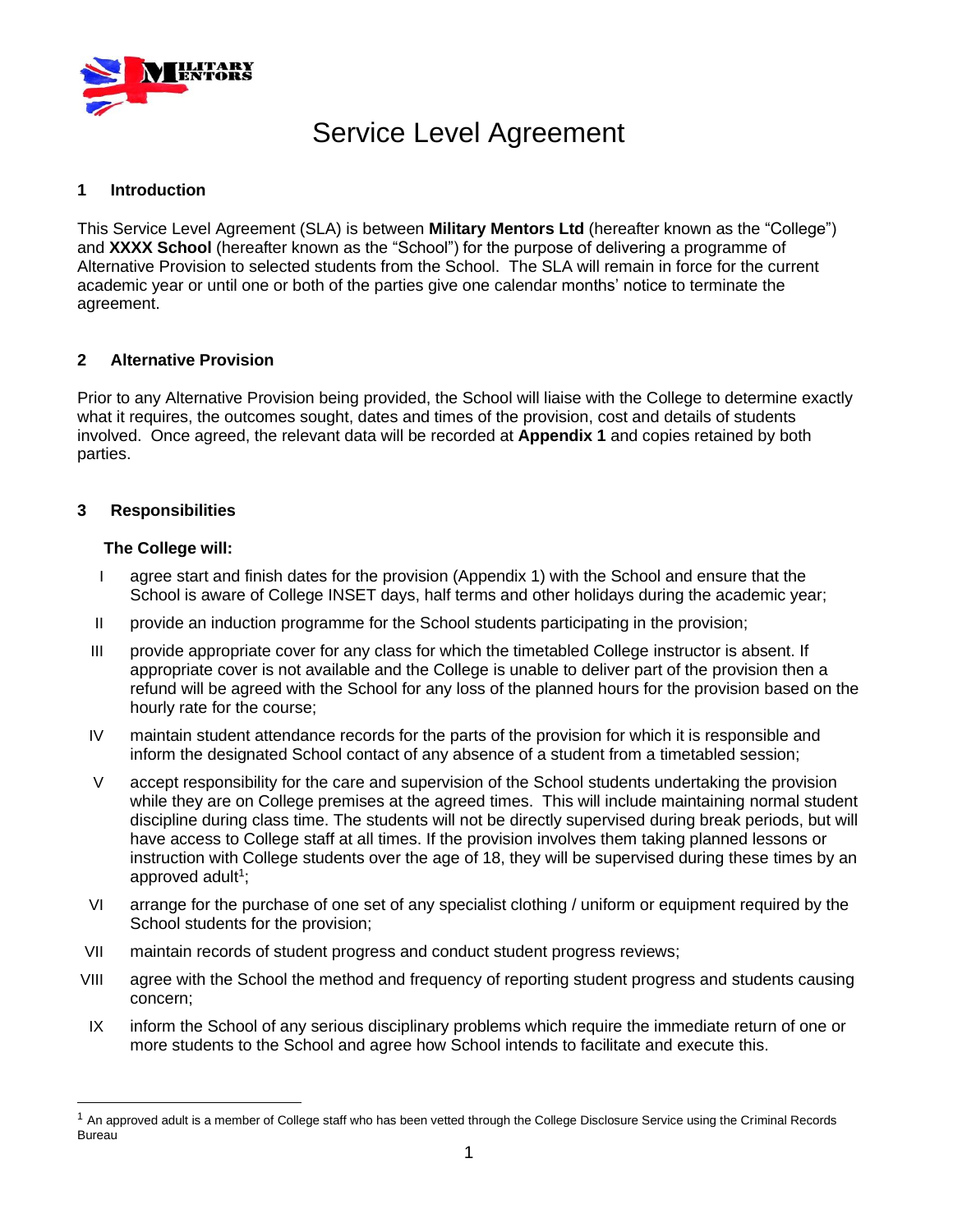# Service Level Agreement

## 1 Introduction

This Service Level Agreement (SLA) is between **Military Mentors Ltd** (hereafter known as the "College") and **XXXX School** (hereafter known as the "School") for the purpose of delivering a programme of Alternative Provision to selected students from the School. The SLA will remain in force for the current academic year or until one or both of the parties give one calendar months' notice to terminate the agreement.

## 2 Alternative Provision

Prior to any Alternative Provision being provided, the School will liaise with the College to determine exactly what it requires, the outcomes sought, dates and times of the provision, cost and details of students involved. Once agreed, the relevant data will be recorded at **Appendix 1** and copies retained by both parties.

## 3 Responsibilities

**The College will:**

I. agree start and finish dates for the provision (Appendix 1) with the School and ensure that the School is aware of College INSET days, half terms and other holidays during the academic year;

II. provide an induction programme for the School students participating in the provision;

III. provide appropriate cover for any class for which the timetabled College instructor is absent. If appropriate cover is not available and the College is unable to deliver part of the provision then a refund will be agreed with the School for any loss of the planned hours for the provision based on the hourly rate for the course;

IV. maintain student attendance records for the parts of the provision for which it is responsible and inform the designated School contact of any absence of a student from a timetabled session;

V. accept responsibility for the care and supervision of the School students undertaking the provision while they are on College premises at the agreed times. This will include maintaining normal student discipline during class time. The students will not be directly supervised during break periods, but will have access to College staff at all times. If the provision involves them taking planned lessons or instruction with College students over the age of 18, they will be supervised during these times by an approved adult[1];

VI. arrange for the purchase of one set of any specialist clothing / uniform or equipment required by the School students for the provision;

VII. maintain records of student progress and conduct student progress reviews;

VIII. agree with the School the method and frequency of reporting student progress and students causing concern;

IX. inform the School of any serious disciplinary problems which require the immediate return of one or more students to the School and agree how School intends to facilitate and execute this.

---

[1] An approved adult is a member of College staff who has been vetted through the College Disclosure Service using the Criminal Records Bureau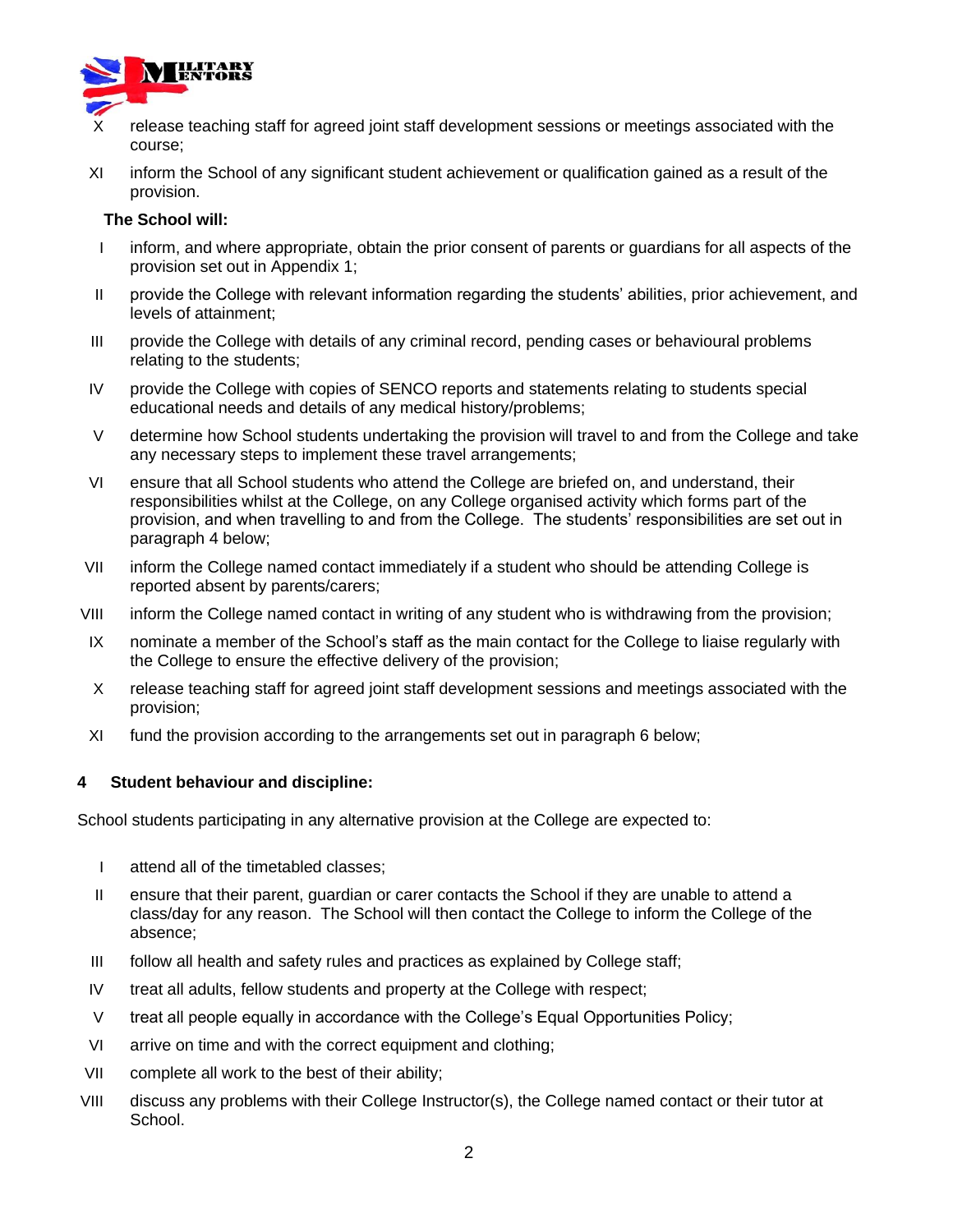X release teaching staff for agreed joint staff development sessions or meetings associated with the course;

XI inform the School of any significant student achievement or qualification gained as a result of the provision.

**The School will:**

I inform, and where appropriate, obtain the prior consent of parents or guardians for all aspects of the provision set out in Appendix 1;

II provide the College with relevant information regarding the students' abilities, prior achievement, and levels of attainment;

III provide the College with details of any criminal record, pending cases or behavioural problems relating to the students;

IV provide the College with copies of SENCO reports and statements relating to students special educational needs and details of any medical history/problems;

V determine how School students undertaking the provision will travel to and from the College and take any necessary steps to implement these travel arrangements;

VI ensure that all School students who attend the College are briefed on, and understand, their responsibilities whilst at the College, on any College organised activity which forms part of the provision, and when travelling to and from the College. The students' responsibilities are set out in paragraph 4 below;

VII inform the College named contact immediately if a student who should be attending College is reported absent by parents/carers;

VIII inform the College named contact in writing of any student who is withdrawing from the provision;

IX nominate a member of the School's staff as the main contact for the College to liaise regularly with the College to ensure the effective delivery of the provision;

X release teaching staff for agreed joint staff development sessions and meetings associated with the provision;

XI fund the provision according to the arrangements set out in paragraph 6 below;

## 4 Student behaviour and discipline:

School students participating in any alternative provision at the College are expected to:

I attend all of the timetabled classes;

II ensure that their parent, guardian or carer contacts the School if they are unable to attend a class/day for any reason. The School will then contact the College to inform the College of the absence;

III follow all health and safety rules and practices as explained by College staff;

IV treat all adults, fellow students and property at the College with respect;

V treat all people equally in accordance with the College's Equal Opportunities Policy;

VI arrive on time and with the correct equipment and clothing;

VII complete all work to the best of their ability;

VIII discuss any problems with their College Instructor(s), the College named contact or their tutor at School.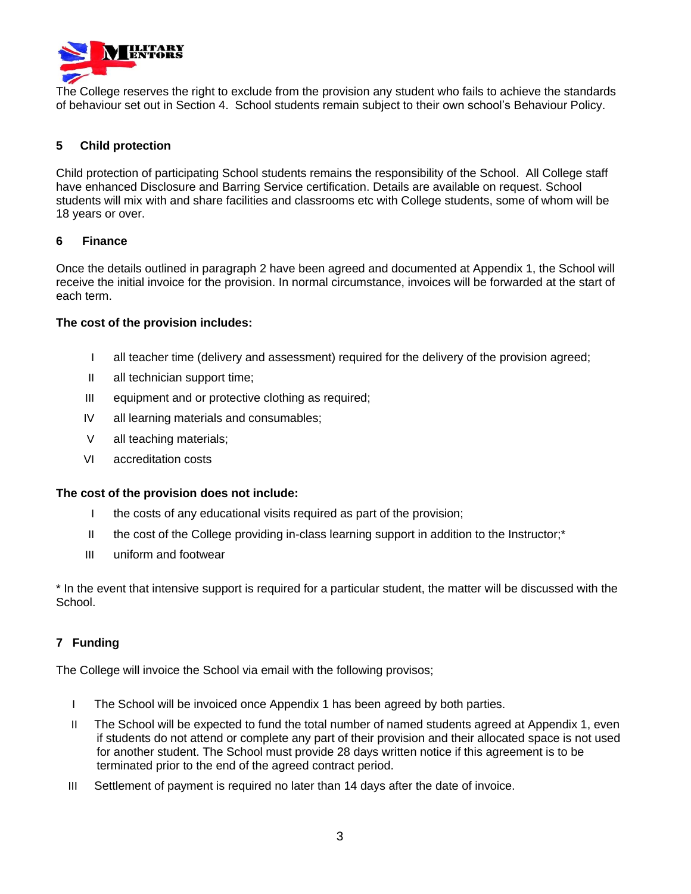The College reserves the right to exclude from the provision any student who fails to achieve the standards of behaviour set out in Section 4. School students remain subject to their own school's Behaviour Policy.

## 5 Child protection

Child protection of participating School students remains the responsibility of the School. All College staff have enhanced Disclosure and Barring Service certification. Details are available on request. School students will mix with and share facilities and classrooms etc with College students, some of whom will be 18 years or over.

## 6 Finance

Once the details outlined in paragraph 2 have been agreed and documented at Appendix 1, the School will receive the initial invoice for the provision. In normal circumstance, invoices will be forwarded at the start of each term.

**The cost of the provision includes:**

- I all teacher time (delivery and assessment) required for the delivery of the provision agreed;
- II all technician support time;
- III equipment and or protective clothing as required;
- IV all learning materials and consumables;
- V all teaching materials;
- VI accreditation costs

**The cost of the provision does not include:**

- I the costs of any educational visits required as part of the provision;
- II the cost of the College providing in-class learning support in addition to the Instructor;*
- III uniform and footwear

\* In the event that intensive support is required for a particular student, the matter will be discussed with the School.

## 7 Funding

The College will invoice the School via email with the following provisos;

- I The School will be invoiced once Appendix 1 has been agreed by both parties.
- II The School will be expected to fund the total number of named students agreed at Appendix 1, even if students do not attend or complete any part of their provision and their allocated space is not used for another student. The School must provide 28 days written notice if this agreement is to be terminated prior to the end of the agreed contract period.
- III Settlement of payment is required no later than 14 days after the date of invoice.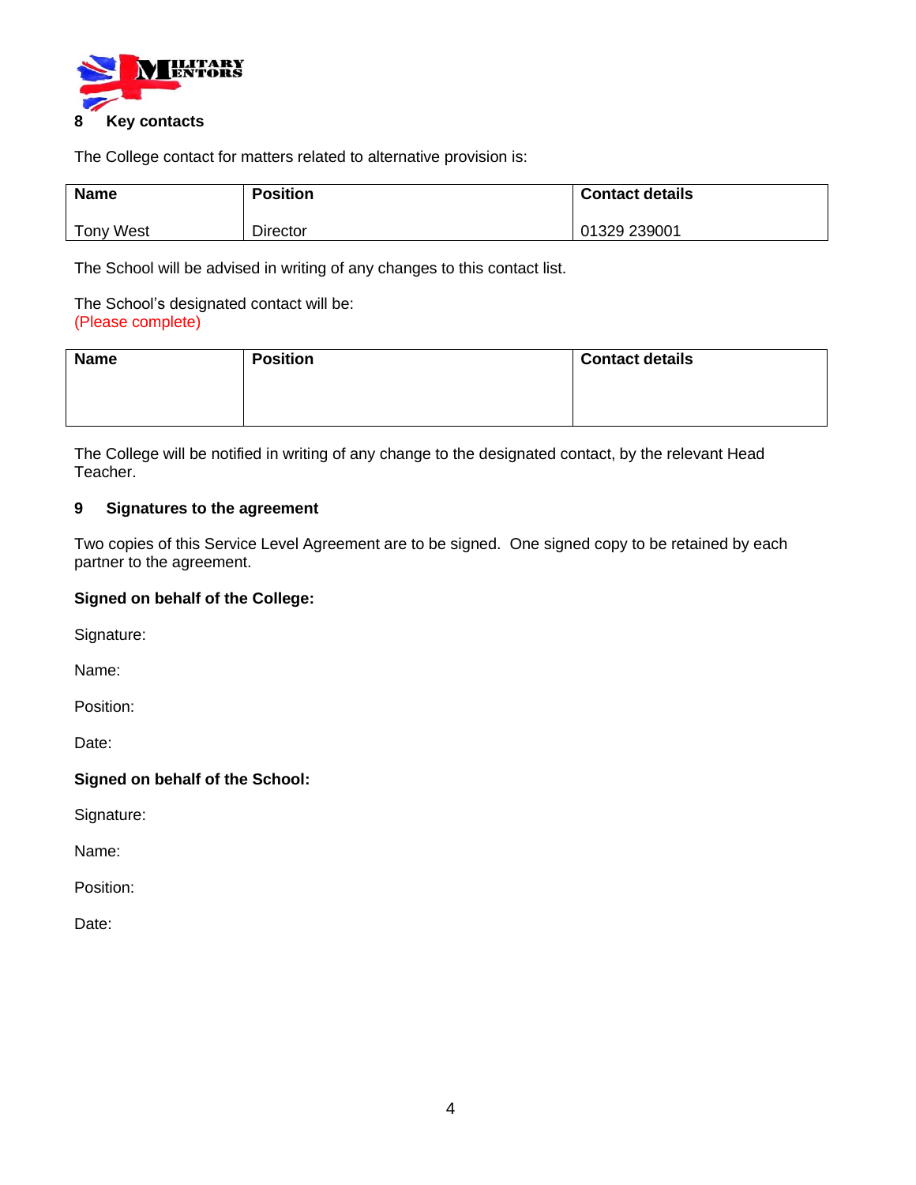## 8 Key contacts

The College contact for matters related to alternative provision is:

| Name | Position | Contact details |
|---|---|---|
| Tony West | Director | 01329 239001 |

The School will be advised in writing of any changes to this contact list.

The School's designated contact will be:
(Please complete)

| Name | Position | Contact details |
|---|---|---|
| | | |

The College will be notified in writing of any change to the designated contact, by the relevant Head Teacher.

## 9 Signatures to the agreement

Two copies of this Service Level Agreement are to be signed. One signed copy to be retained by each partner to the agreement.

**Signed on behalf of the College:**

Signature:

Name:

Position:

Date:

**Signed on behalf of the School:**

Signature:

Name:

Position:

Date: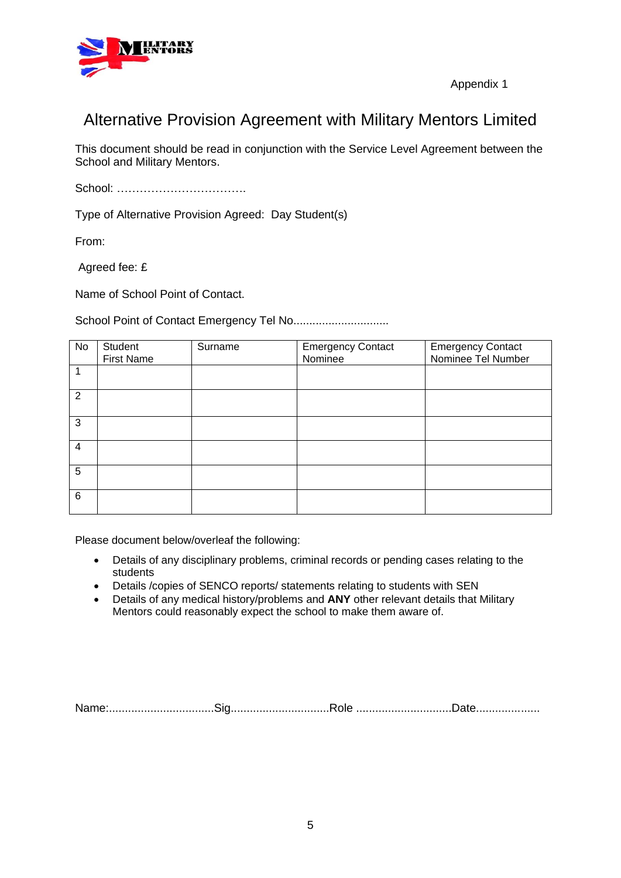Appendix 1

# Alternative Provision Agreement with Military Mentors Limited

This document should be read in conjunction with the Service Level Agreement between the School and Military Mentors.

School: …………………………….

Type of Alternative Provision Agreed: Day Student(s)

From:

Agreed fee: £

Name of School Point of Contact.

School Point of Contact Emergency Tel No..............................

| No | Student First Name | Surname | Emergency Contact Nominee | Emergency Contact Nominee Tel Number |
|---|---|---|---|---|
| 1 | | | | |
| 2 | | | | |
| 3 | | | | |
| 4 | | | | |
| 5 | | | | |
| 6 | | | | |

Please document below/overleaf the following:

- Details of any disciplinary problems, criminal records or pending cases relating to the students
- Details /copies of SENCO reports/ statements relating to students with SEN
- Details of any medical history/problems and **ANY** other relevant details that Military Mentors could reasonably expect the school to make them aware of.

Name:.................................Sig...............................Role .............................Date....................